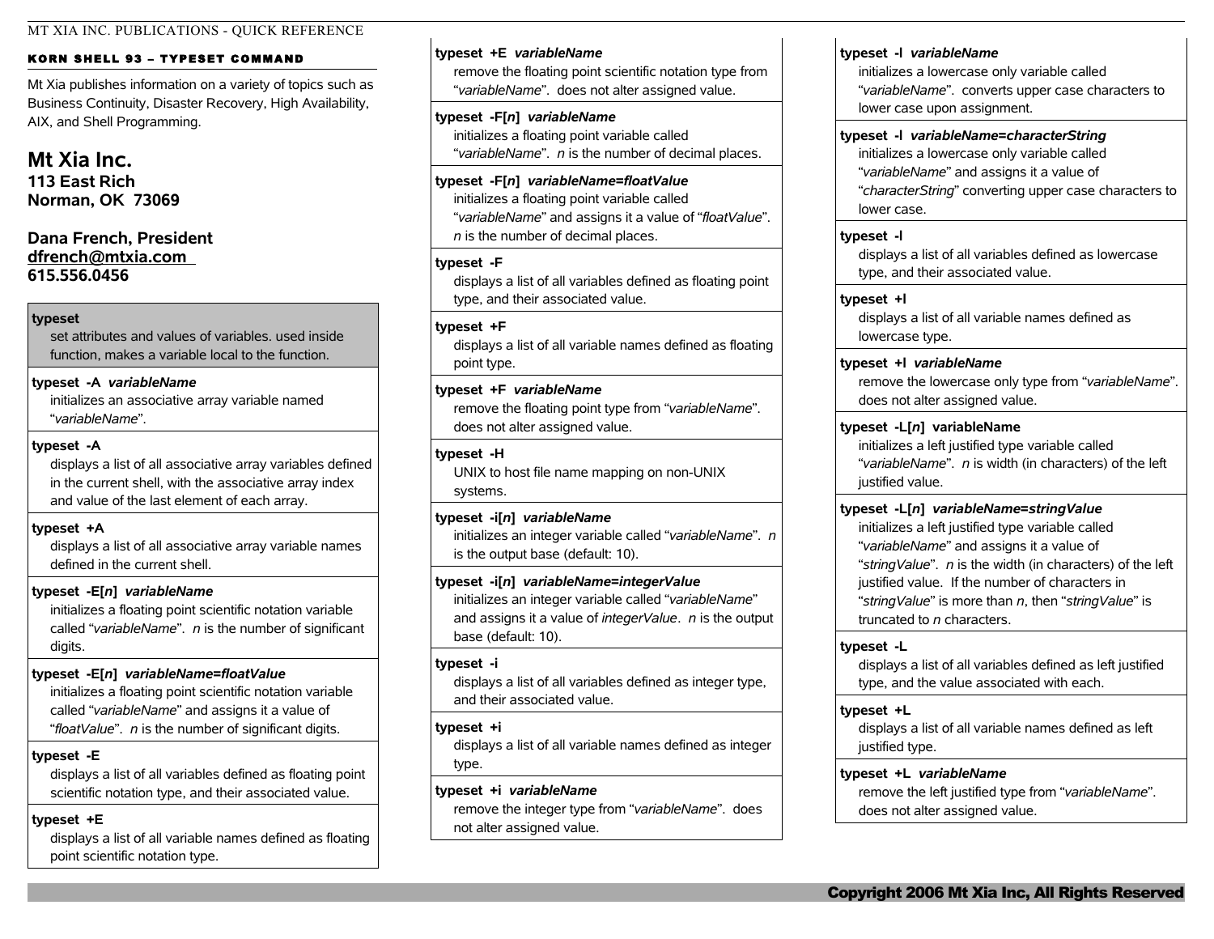## KORN SHELL 93 – TYPESET COMMAND

Mt Xia publishes information on a variety of topics such as Business Continuity, Disaster Recovery, High Availability, AIX, and Shell Programming.

## Mt Xia Inc.

**113 East Rich**
**Norman, OK 73069**

**Dana French, President**
**dfrench@mtxia.com**
**615.556.0456**

**typeset**
set attributes and values of variables. used inside function, makes a variable local to the function.

**typeset -A *variableName***
initializes an associative array variable named "*variableName*".

**typeset -A**
displays a list of all associative array variables defined in the current shell, with the associative array index and value of the last element of each array.

**typeset +A**
displays a list of all associative array variable names defined in the current shell.

**typeset -E[*n*] *variableName***
initializes a floating point scientific notation variable called "*variableName*". *n* is the number of significant digits.

**typeset -E[*n*] *variableName=floatValue***
initializes a floating point scientific notation variable called "*variableName*" and assigns it a value of "*floatValue*". *n* is the number of significant digits.

**typeset -E**
displays a list of all variables defined as floating point scientific notation type, and their associated value.

**typeset +E**
displays a list of all variable names defined as floating point scientific notation type.

**typeset +E *variableName***
remove the floating point scientific notation type from "*variableName*". does not alter assigned value.

**typeset -F[*n*] *variableName***
initializes a floating point variable called "*variableName*". *n* is the number of decimal places.

**typeset -F[*n*] *variableName=floatValue***
initializes a floating point variable called "*variableName*" and assigns it a value of "*floatValue*". *n* is the number of decimal places.

**typeset -F**
displays a list of all variables defined as floating point type, and their associated value.

**typeset +F**
displays a list of all variable names defined as floating point type.

**typeset +F *variableName***
remove the floating point type from "*variableName*". does not alter assigned value.

**typeset -H**
UNIX to host file name mapping on non-UNIX systems.

**typeset -i[*n*] *variableName***
initializes an integer variable called "*variableName*". *n* is the output base (default: 10).

**typeset -i[*n*] *variableName=integerValue***
initializes an integer variable called "*variableName*" and assigns it a value of *integerValue*. *n* is the output base (default: 10).

**typeset -i**
displays a list of all variables defined as integer type, and their associated value.

**typeset +i**
displays a list of all variable names defined as integer type.

**typeset +i *variableName***
remove the integer type from "*variableName*". does not alter assigned value.

**typeset -l *variableName***
initializes a lowercase only variable called "*variableName*". converts upper case characters to lower case upon assignment.

**typeset -l *variableName=characterString***
initializes a lowercase only variable called "*variableName*" and assigns it a value of "*characterString*" converting upper case characters to lower case.

**typeset -l**
displays a list of all variables defined as lowercase type, and their associated value.

**typeset +l**
displays a list of all variable names defined as lowercase type.

**typeset +l *variableName***
remove the lowercase only type from "*variableName*". does not alter assigned value.

**typeset -L[*n*] variableName**
initializes a left justified type variable called "*variableName*". *n* is width (in characters) of the left justified value.

**typeset -L[*n*] *variableName=stringValue***
initializes a left justified type variable called "*variableName*" and assigns it a value of "*stringValue*". *n* is the width (in characters) of the left justified value. If the number of characters in "*stringValue*" is more than *n*, then "*stringValue*" is truncated to *n* characters.

**typeset -L**
displays a list of all variables defined as left justified type, and the value associated with each.

**typeset +L**
displays a list of all variable names defined as left justified type.

**typeset +L *variableName***
remove the left justified type from "*variableName*". does not alter assigned value.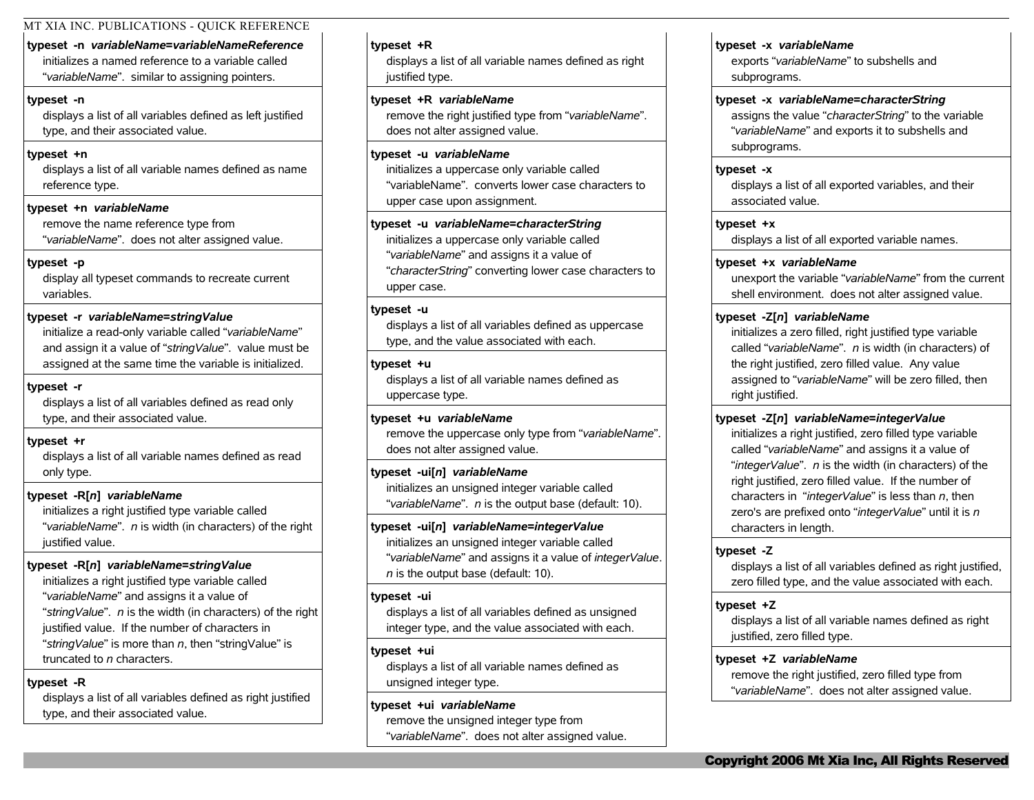**typeset -n *variableName=variableNameReference***
initializes a named reference to a variable called "*variableName*". similar to assigning pointers.

**typeset -n**
displays a list of all variables defined as left justified type, and their associated value.

**typeset +n**
displays a list of all variable names defined as name reference type.

**typeset +n *variableName***
remove the name reference type from "*variableName*". does not alter assigned value.

**typeset -p**
display all typeset commands to recreate current variables.

**typeset -r *variableName=stringValue***
initialize a read-only variable called "*variableName*" and assign it a value of "*stringValue*". value must be assigned at the same time the variable is initialized.

**typeset -r**
displays a list of all variables defined as read only type, and their associated value.

**typeset +r**
displays a list of all variable names defined as read only type.

**typeset -R[*n*] *variableName***
initializes a right justified type variable called "*variableName*". *n* is width (in characters) of the right justified value.

**typeset -R[*n*] *variableName=stringValue***
initializes a right justified type variable called "*variableName*" and assigns it a value of "*stringValue*". *n* is the width (in characters) of the right justified value. If the number of characters in "*stringValue*" is more than *n*, then "stringValue" is truncated to *n* characters.

**typeset -R**
displays a list of all variables defined as right justified type, and their associated value.

**typeset +R**
displays a list of all variable names defined as right justified type.

**typeset +R *variableName***
remove the right justified type from "*variableName*". does not alter assigned value.

**typeset -u *variableName***
initializes a uppercase only variable called "variableName". converts lower case characters to upper case upon assignment.

**typeset -u *variableName=characterString***
initializes a uppercase only variable called "*variableName*" and assigns it a value of "*characterString*" converting lower case characters to upper case.

**typeset -u**
displays a list of all variables defined as uppercase type, and the value associated with each.

**typeset +u**
displays a list of all variable names defined as uppercase type.

**typeset +u *variableName***
remove the uppercase only type from "*variableName*". does not alter assigned value.

**typeset -ui[*n*] *variableName***
initializes an unsigned integer variable called "*variableName*". *n* is the output base (default: 10).

**typeset -ui[*n*] *variableName=integerValue***
initializes an unsigned integer variable called "*variableName*" and assigns it a value of *integerValue*. *n* is the output base (default: 10).

**typeset -ui**
displays a list of all variables defined as unsigned integer type, and the value associated with each.

**typeset +ui**
displays a list of all variable names defined as unsigned integer type.

**typeset +ui *variableName***
remove the unsigned integer type from "*variableName*". does not alter assigned value.

**typeset -x *variableName***
exports "*variableName*" to subshells and subprograms.

**typeset -x *variableName=characterString***
assigns the value "*characterString*" to the variable "*variableName*" and exports it to subshells and subprograms.

**typeset -x**
displays a list of all exported variables, and their associated value.

**typeset +x**
displays a list of all exported variable names.

**typeset +x *variableName***
unexport the variable "*variableName*" from the current shell environment. does not alter assigned value.

**typeset -Z[*n*] *variableName***
initializes a zero filled, right justified type variable called "*variableName*". *n* is width (in characters) of the right justified, zero filled value. Any value assigned to "*variableName*" will be zero filled, then right justified.

**typeset -Z[*n*] *variableName=integerValue***
initializes a right justified, zero filled type variable called "*variableName*" and assigns it a value of "*integerValue*". *n* is the width (in characters) of the right justified, zero filled value. If the number of characters in "*integerValue*" is less than *n*, then zero's are prefixed onto "*integerValue*" until it is *n* characters in length.

**typeset -Z**
displays a list of all variables defined as right justified, zero filled type, and the value associated with each.

**typeset +Z**
displays a list of all variable names defined as right justified, zero filled type.

**typeset +Z *variableName***
remove the right justified, zero filled type from "*variableName*". does not alter assigned value.